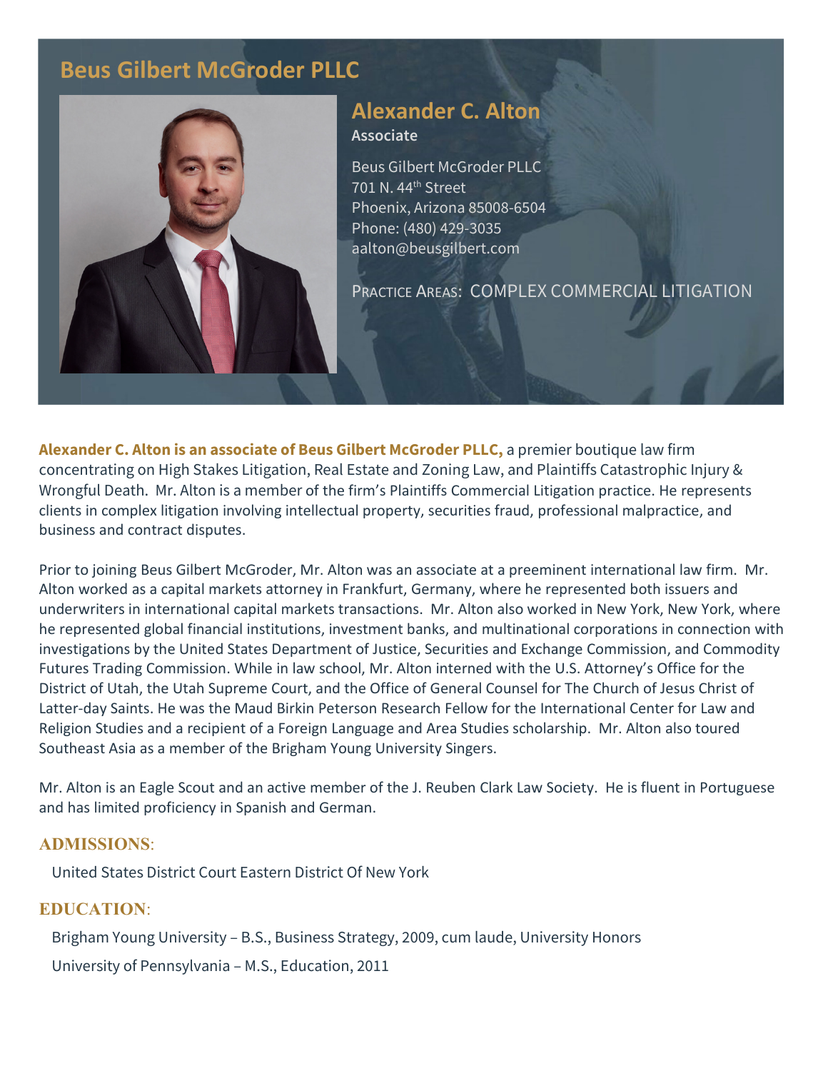# Beus Gilbert McGroder PLLC

## Alexander C. Alton

**Associate**

Beus Gilbert McGroder PLLC
701 N. 44th Street
Phoenix, Arizona 85008-6504
Phone: (480) 429-3035
aalton@beusgilbert.com

PRACTICE AREAS: COMPLEX COMMERCIAL LITIGATION

**Alexander C. Alton is an associate of Beus Gilbert McGroder PLLC,** a premier boutique law firm concentrating on High Stakes Litigation, Real Estate and Zoning Law, and Plaintiffs Catastrophic Injury & Wrongful Death. Mr. Alton is a member of the firm's Plaintiffs Commercial Litigation practice. He represents clients in complex litigation involving intellectual property, securities fraud, professional malpractice, and business and contract disputes.

Prior to joining Beus Gilbert McGroder, Mr. Alton was an associate at a preeminent international law firm. Mr. Alton worked as a capital markets attorney in Frankfurt, Germany, where he represented both issuers and underwriters in international capital markets transactions. Mr. Alton also worked in New York, New York, where he represented global financial institutions, investment banks, and multinational corporations in connection with investigations by the United States Department of Justice, Securities and Exchange Commission, and Commodity Futures Trading Commission. While in law school, Mr. Alton interned with the U.S. Attorney's Office for the District of Utah, the Utah Supreme Court, and the Office of General Counsel for The Church of Jesus Christ of Latter-day Saints. He was the Maud Birkin Peterson Research Fellow for the International Center for Law and Religion Studies and a recipient of a Foreign Language and Area Studies scholarship. Mr. Alton also toured Southeast Asia as a member of the Brigham Young University Singers.

Mr. Alton is an Eagle Scout and an active member of the J. Reuben Clark Law Society. He is fluent in Portuguese and has limited proficiency in Spanish and German.

### ADMISSIONS:

United States District Court Eastern District Of New York

### EDUCATION:

Brigham Young University – B.S., Business Strategy, 2009, cum laude, University Honors

University of Pennsylvania – M.S., Education, 2011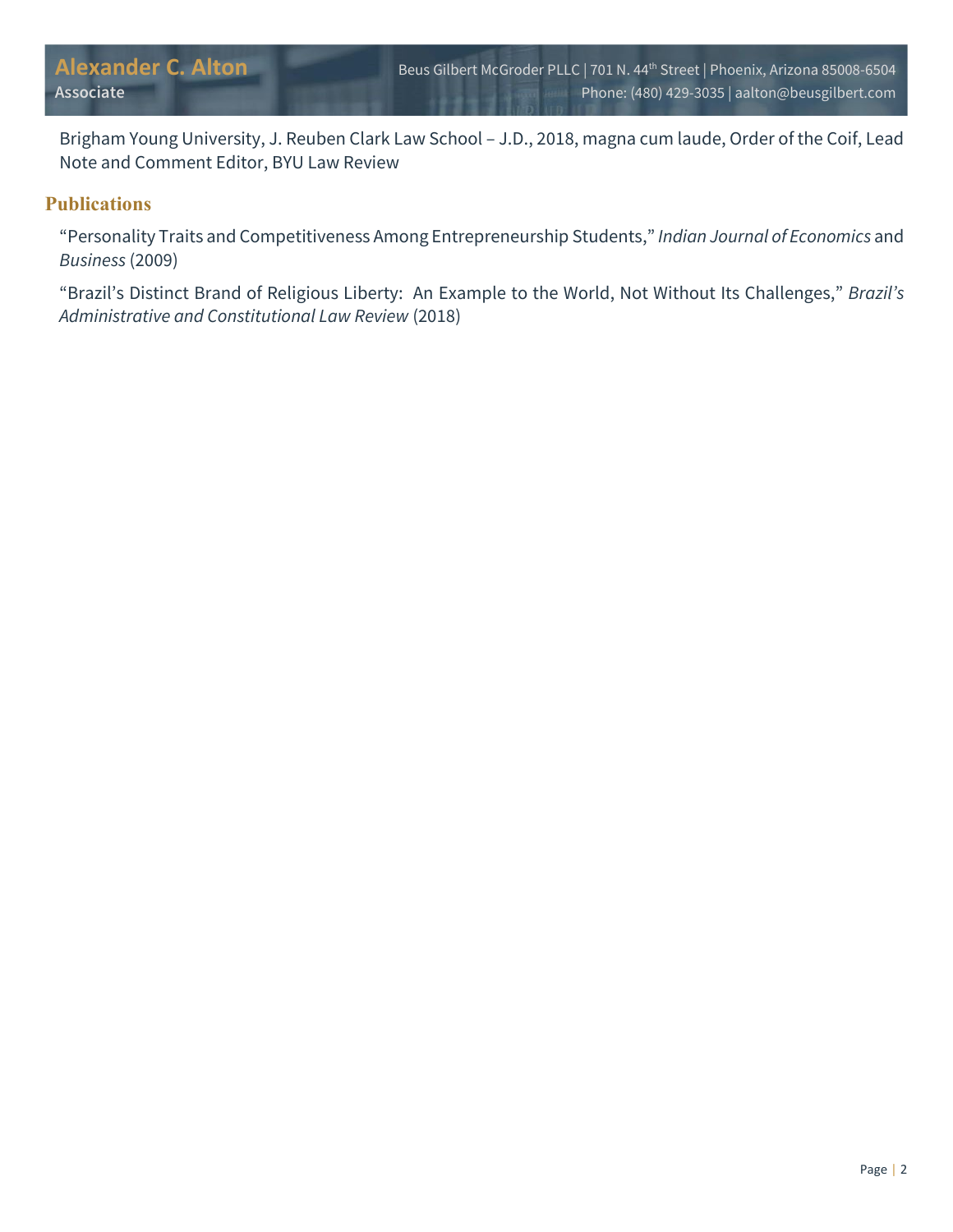Brigham Young University, J. Reuben Clark Law School – J.D., 2018, magna cum laude, Order of the Coif, Lead Note and Comment Editor, BYU Law Review

## Publications

"Personality Traits and Competitiveness Among Entrepreneurship Students," *Indian Journal of Economics* and *Business* (2009)

"Brazil's Distinct Brand of Religious Liberty: An Example to the World, Not Without Its Challenges," *Brazil's Administrative and Constitutional Law Review* (2018)